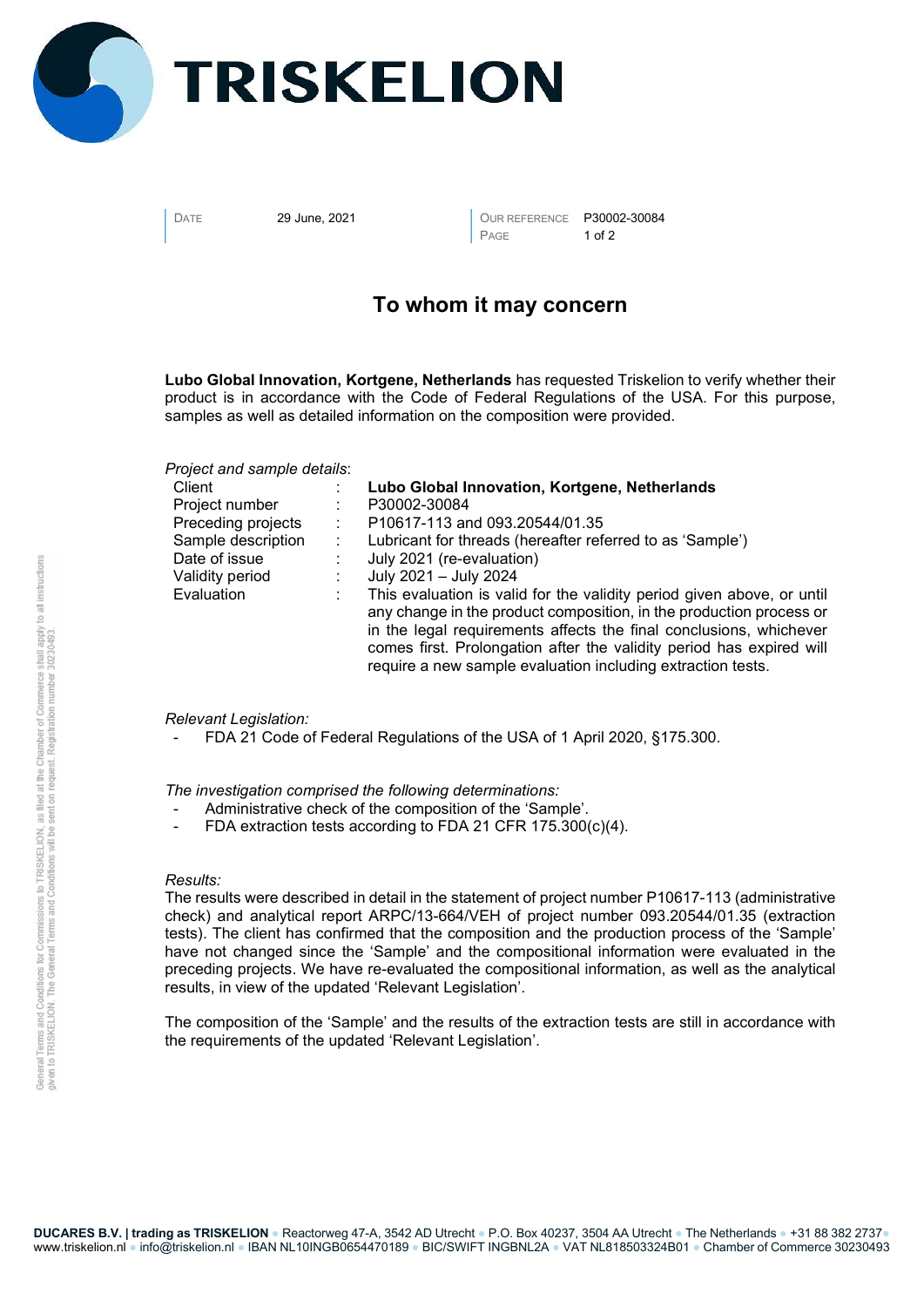TRISKELION

| | | | |
|---|---|---|---|
| DATE | 29 June, 2021 | OUR REFERENCE | P30002-30084 |

# To whom it may concern

**Lubo Global Innovation, Kortgene, Netherlands** has requested Triskelion to verify whether their product is in accordance with the Code of Federal Regulations of the USA. For this purpose, samples as well as detailed information on the composition were provided.

*Project and sample details*:

| | | |
|---|---|---|
| Client | : | **Lubo Global Innovation, Kortgene, Netherlands** |
| Project number | : | P30002-30084 |
| Preceding projects | : | P10617-113 and 093.20544/01.35 |
| Sample description | : | Lubricant for threads (hereafter referred to as 'Sample') |
| Date of issue | : | July 2021 (re-evaluation) |
| Validity period | : | July 2021 – July 2024 |
| Evaluation | : | This evaluation is valid for the validity period given above, or until any change in the product composition, in the production process or in the legal requirements affects the final conclusions, whichever comes first. Prolongation after the validity period has expired will require a new sample evaluation including extraction tests. |

*Relevant Legislation:*

- FDA 21 Code of Federal Regulations of the USA of 1 April 2020, §175.300.

*The investigation comprised the following determinations:*

- Administrative check of the composition of the 'Sample'.
- FDA extraction tests according to FDA 21 CFR 175.300(c)(4).

*Results:*

The results were described in detail in the statement of project number P10617-113 (administrative check) and analytical report ARPC/13-664/VEH of project number 093.20544/01.35 (extraction tests). The client has confirmed that the composition and the production process of the 'Sample' have not changed since the 'Sample' and the compositional information were evaluated in the preceding projects. We have re-evaluated the compositional information, as well as the analytical results, in view of the updated 'Relevant Legislation'.

The composition of the 'Sample' and the results of the extraction tests are still in accordance with the requirements of the updated 'Relevant Legislation'.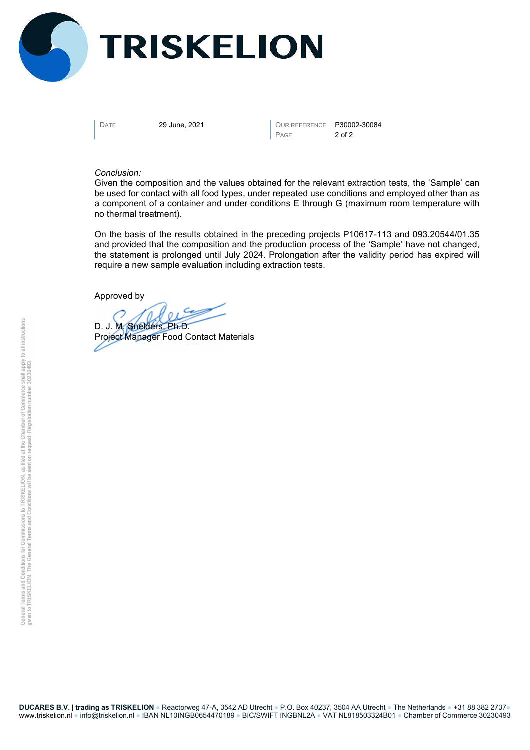| | | | |
|---|---|---|---|
| DATE | 29 June, 2021 | OUR REFERENCE | P30002-30084 |

*Conclusion:*
Given the composition and the values obtained for the relevant extraction tests, the 'Sample' can be used for contact with all food types, under repeated use conditions and employed other than as a component of a container and under conditions E through G (maximum room temperature with no thermal treatment).

On the basis of the results obtained in the preceding projects P10617-113 and 093.20544/01.35 and provided that the composition and the production process of the 'Sample' have not changed, the statement is prolonged until July 2024. Prolongation after the validity period has expired will require a new sample evaluation including extraction tests.

Approved by

D. J. M. Snelders, Ph.D.
Project Manager Food Contact Materials

General Terms and Conditions for Commissions to TRISKELION, as filed at the Chamber of Commerce shall apply to all instructions given to TRISKELION. The General Terms and Conditions will be sent on request. Registration number 30230493.

**DUCARES B.V. | trading as TRISKELION** • Reactorweg 47-A, 3542 AD Utrecht • P.O. Box 40237, 3504 AA Utrecht • The Netherlands • +31 88 382 2737 • www.triskelion.nl • info@triskelion.nl • IBAN NL10INGB0654470189 • BIC/SWIFT INGBNL2A • VAT NL818503324B01 • Chamber of Commerce 30230493